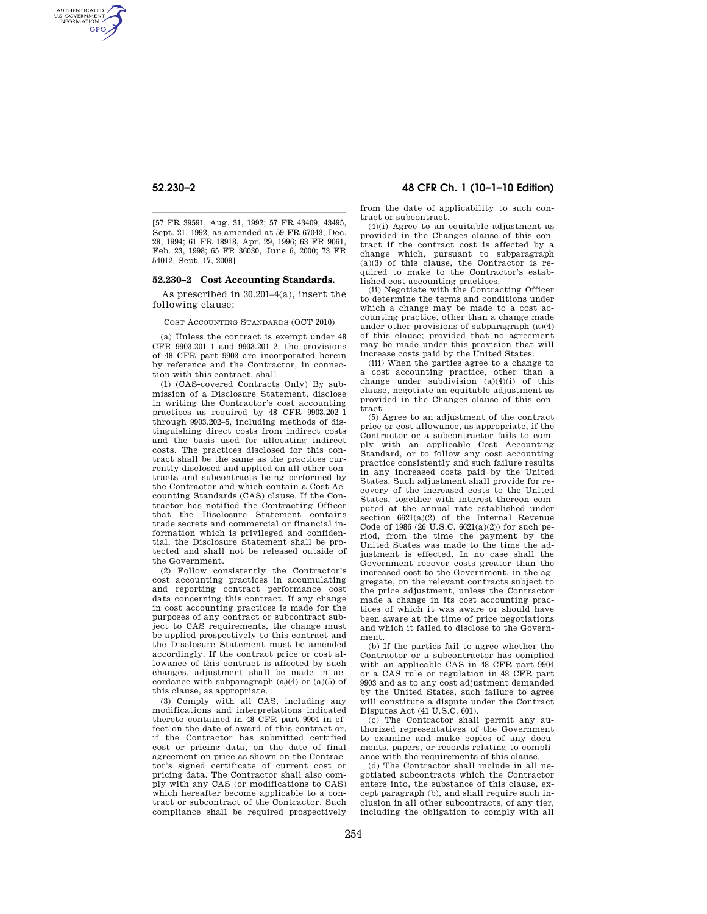[57 FR 39591, Aug. 31, 1992; 57 FR 43409, 43495, Sept. 21, 1992, as amended at 59 FR 67043, Dec. 28, 1994; 61 FR 18918, Apr. 29, 1996; 63 FR 9061, Feb. 23, 1998; 65 FR 36030, June 6, 2000; 73 FR 54012, Sept. 17, 2008]

### 52.230–2 Cost Accounting Standards.

As prescribed in 30.201–4(a), insert the following clause:

COST ACCOUNTING STANDARDS (OCT 2010)

(a) Unless the contract is exempt under 48 CFR 9903.201–1 and 9903.201–2, the provisions of 48 CFR part 9903 are incorporated herein by reference and the Contractor, in connection with this contract, shall—

(1) (CAS-covered Contracts Only) By submission of a Disclosure Statement, disclose in writing the Contractor's cost accounting practices as required by 48 CFR 9903.202–1 through 9903.202–5, including methods of distinguishing direct costs from indirect costs and the basis used for allocating indirect costs. The practices disclosed for this contract shall be the same as the practices currently disclosed and applied on all other contracts and subcontracts being performed by the Contractor and which contain a Cost Accounting Standards (CAS) clause. If the Contractor has notified the Contracting Officer that the Disclosure Statement contains trade secrets and commercial or financial information which is privileged and confidential, the Disclosure Statement shall be protected and shall not be released outside of the Government.

(2) Follow consistently the Contractor's cost accounting practices in accumulating and reporting contract performance cost data concerning this contract. If any change in cost accounting practices is made for the purposes of any contract or subcontract subject to CAS requirements, the change must be applied prospectively to this contract and the Disclosure Statement must be amended accordingly. If the contract price or cost allowance of this contract is affected by such changes, adjustment shall be made in accordance with subparagraph (a)(4) or (a)(5) of this clause, as appropriate.

(3) Comply with all CAS, including any modifications and interpretations indicated thereto contained in 48 CFR part 9904 in effect on the date of award of this contract or, if the Contractor has submitted certified cost or pricing data, on the date of final agreement on price as shown on the Contractor's signed certificate of current cost or pricing data. The Contractor shall also comply with any CAS (or modifications to CAS) which hereafter become applicable to a contract or subcontract of the Contractor. Such compliance shall be required prospectively from the date of applicability to such contract or subcontract.

(4)(i) Agree to an equitable adjustment as provided in the Changes clause of this contract if the contract cost is affected by a change which, pursuant to subparagraph (a)(3) of this clause, the Contractor is required to make to the Contractor's established cost accounting practices.

(ii) Negotiate with the Contracting Officer to determine the terms and conditions under which a change may be made to a cost accounting practice, other than a change made under other provisions of subparagraph (a)(4) of this clause; provided that no agreement may be made under this provision that will increase costs paid by the United States.

(iii) When the parties agree to a change to a cost accounting practice, other than a change under subdivision (a)(4)(i) of this clause, negotiate an equitable adjustment as provided in the Changes clause of this contract.

(5) Agree to an adjustment of the contract price or cost allowance, as appropriate, if the Contractor or a subcontractor fails to comply with an applicable Cost Accounting Standard, or to follow any cost accounting practice consistently and such failure results in any increased costs paid by the United States. Such adjustment shall provide for recovery of the increased costs to the United States, together with interest thereon computed at the annual rate established under section 6621(a)(2) of the Internal Revenue Code of 1986 (26 U.S.C. 6621(a)(2)) for such period, from the time the payment by the United States was made to the time the adjustment is effected. In no case shall the Government recover costs greater than the increased cost to the Government, in the aggregate, on the relevant contracts subject to the price adjustment, unless the Contractor made a change in its cost accounting practices of which it was aware or should have been aware at the time of price negotiations and which it failed to disclose to the Government.

(b) If the parties fail to agree whether the Contractor or a subcontractor has complied with an applicable CAS in 48 CFR part 9904 or a CAS rule or regulation in 48 CFR part 9903 and as to any cost adjustment demanded by the United States, such failure to agree will constitute a dispute under the Contract Disputes Act (41 U.S.C. 601).

(c) The Contractor shall permit any authorized representatives of the Government to examine and make copies of any documents, papers, or records relating to compliance with the requirements of this clause.

(d) The Contractor shall include in all negotiated subcontracts which the Contractor enters into, the substance of this clause, except paragraph (b), and shall require such inclusion in all other subcontracts, of any tier, including the obligation to comply with all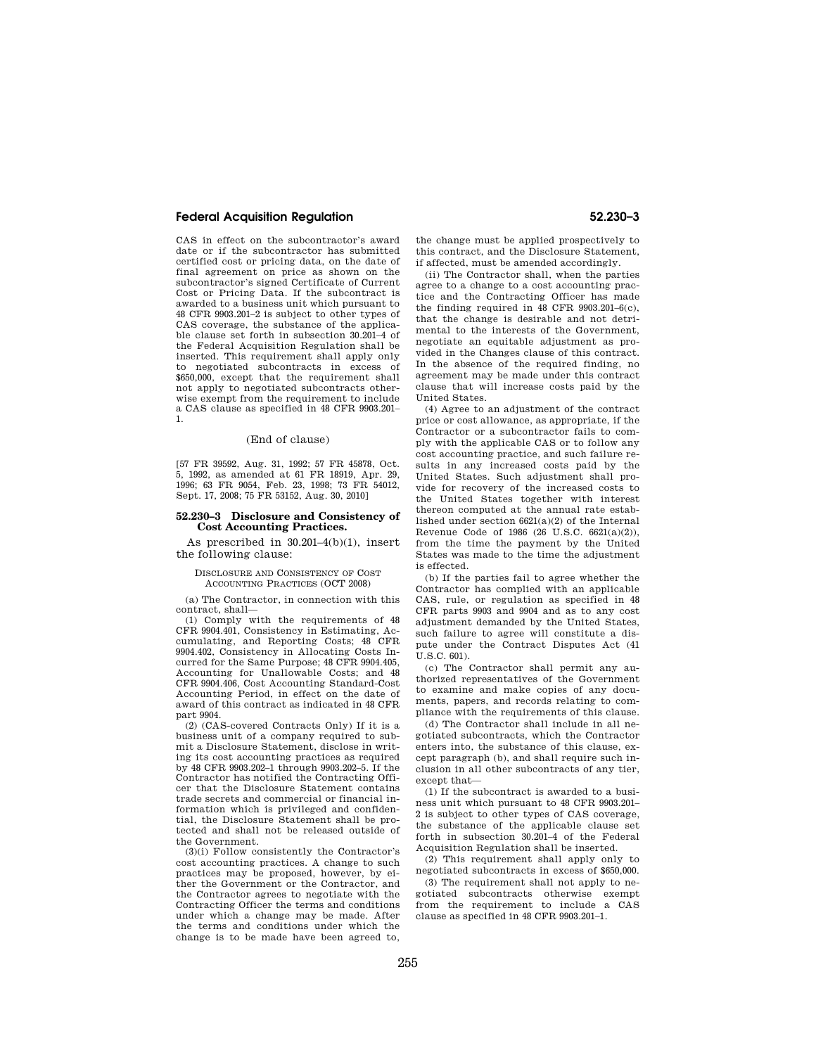CAS in effect on the subcontractor's award date or if the subcontractor has submitted certified cost or pricing data, on the date of final agreement on price as shown on the subcontractor's signed Certificate of Current Cost or Pricing Data. If the subcontract is awarded to a business unit which pursuant to 48 CFR 9903.201–2 is subject to other types of CAS coverage, the substance of the applicable clause set forth in subsection 30.201–4 of the Federal Acquisition Regulation shall be inserted. This requirement shall apply only to negotiated subcontracts in excess of $650,000, except that the requirement shall not apply to negotiated subcontracts otherwise exempt from the requirement to include a CAS clause as specified in 48 CFR 9903.201–1.

(End of clause)

[57 FR 39592, Aug. 31, 1992; 57 FR 45878, Oct. 5, 1992, as amended at 61 FR 18919, Apr. 29, 1996; 63 FR 9054, Feb. 23, 1998; 73 FR 54012, Sept. 17, 2008; 75 FR 53152, Aug. 30, 2010]

### 52.230–3 Disclosure and Consistency of Cost Accounting Practices.

As prescribed in 30.201–4(b)(1), insert the following clause:

DISCLOSURE AND CONSISTENCY OF COST ACCOUNTING PRACTICES (OCT 2008)

(a) The Contractor, in connection with this contract, shall—

(1) Comply with the requirements of 48 CFR 9904.401, Consistency in Estimating, Accumulating, and Reporting Costs; 48 CFR 9904.402, Consistency in Allocating Costs Incurred for the Same Purpose; 48 CFR 9904.405, Accounting for Unallowable Costs; and 48 CFR 9904.406, Cost Accounting Standard-Cost Accounting Period, in effect on the date of award of this contract as indicated in 48 CFR part 9904.

(2) (CAS-covered Contracts Only) If it is a business unit of a company required to submit a Disclosure Statement, disclose in writing its cost accounting practices as required by 48 CFR 9903.202–1 through 9903.202–5. If the Contractor has notified the Contracting Officer that the Disclosure Statement contains trade secrets and commercial or financial information which is privileged and confidential, the Disclosure Statement shall be protected and shall not be released outside of the Government.

(3)(i) Follow consistently the Contractor's cost accounting practices. A change to such practices may be proposed, however, by either the Government or the Contractor, and the Contractor agrees to negotiate with the Contracting Officer the terms and conditions under which a change may be made. After the terms and conditions under which the change is to be made have been agreed to, the change must be applied prospectively to this contract, and the Disclosure Statement, if affected, must be amended accordingly.

(ii) The Contractor shall, when the parties agree to a change to a cost accounting practice and the Contracting Officer has made the finding required in 48 CFR 9903.201–6(c), that the change is desirable and not detrimental to the interests of the Government, negotiate an equitable adjustment as provided in the Changes clause of this contract. In the absence of the required finding, no agreement may be made under this contract clause that will increase costs paid by the United States.

(4) Agree to an adjustment of the contract price or cost allowance, as appropriate, if the Contractor or a subcontractor fails to comply with the applicable CAS or to follow any cost accounting practice, and such failure results in any increased costs paid by the United States. Such adjustment shall provide for recovery of the increased costs to the United States together with interest thereon computed at the annual rate established under section 6621(a)(2) of the Internal Revenue Code of 1986 (26 U.S.C. 6621(a)(2)), from the time the payment by the United States was made to the time the adjustment is effected.

(b) If the parties fail to agree whether the Contractor has complied with an applicable CAS, rule, or regulation as specified in 48 CFR parts 9903 and 9904 and as to any cost adjustment demanded by the United States, such failure to agree will constitute a dispute under the Contract Disputes Act (41 U.S.C. 601).

(c) The Contractor shall permit any authorized representatives of the Government to examine and make copies of any documents, papers, and records relating to compliance with the requirements of this clause.

(d) The Contractor shall include in all negotiated subcontracts, which the Contractor enters into, the substance of this clause, except paragraph (b), and shall require such inclusion in all other subcontracts of any tier, except that—

(1) If the subcontract is awarded to a business unit which pursuant to 48 CFR 9903.201–2 is subject to other types of CAS coverage, the substance of the applicable clause set forth in subsection 30.201–4 of the Federal Acquisition Regulation shall be inserted.

(2) This requirement shall apply only to negotiated subcontracts in excess of $650,000.

(3) The requirement shall not apply to negotiated subcontracts otherwise exempt from the requirement to include a CAS clause as specified in 48 CFR 9903.201–1.